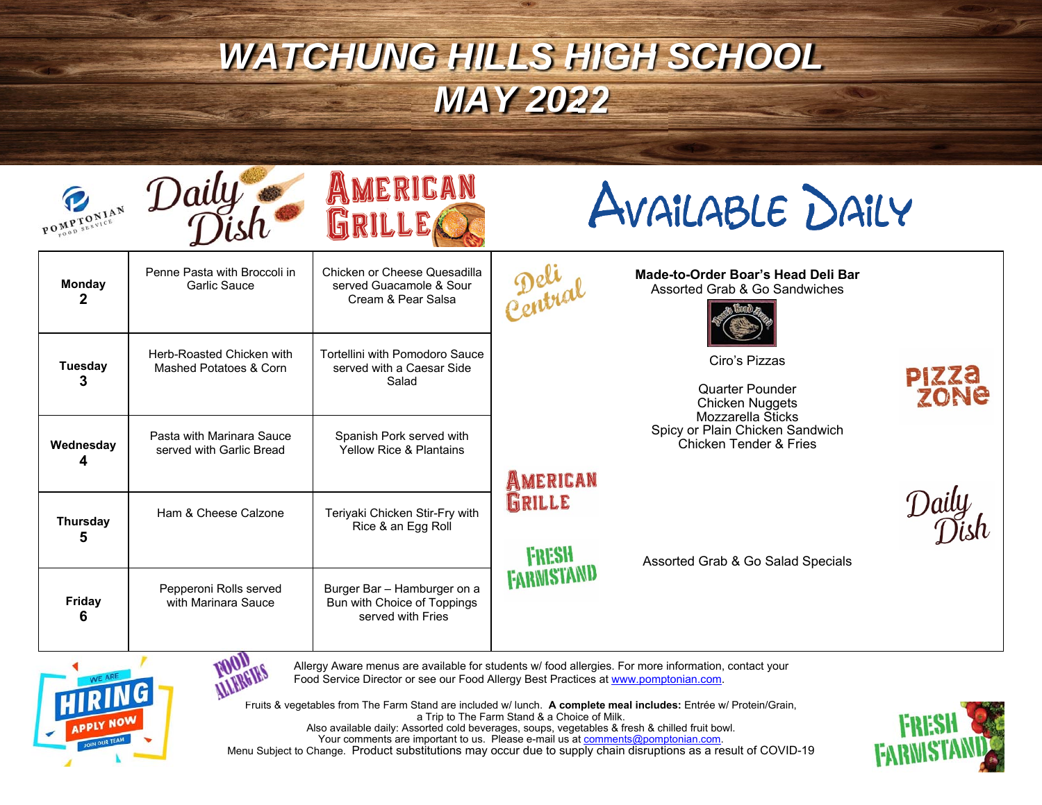# WATCHUNG HILLS HIGH SCHOOL
# MAY 2022

| | Daily Dish | American Grille |
|---|---|---|
| **Monday 2** | Penne Pasta with Broccoli in Garlic Sauce | Chicken or Cheese Quesadilla served Guacamole & Sour Cream & Pear Salsa |
| **Tuesday 3** | Herb-Roasted Chicken with Mashed Potatoes & Corn | Tortellini with Pomodoro Sauce served with a Caesar Side Salad |
| **Wednesday 4** | Pasta with Marinara Sauce served with Garlic Bread | Spanish Pork served with Yellow Rice & Plantains |
| **Thursday 5** | Ham & Cheese Calzone | Teriyaki Chicken Stir-Fry with Rice & an Egg Roll |
| **Friday 6** | Pepperoni Rolls served with Marinara Sauce | Burger Bar – Hamburger on a Bun with Choice of Toppings served with Fries |

## Available Daily

**Deli Central**

**Made-to-Order Boar's Head Deli Bar**
Assorted Grab & Go Sandwiches

**Pizza Zone**

Ciro's Pizzas

**American Grille**

Quarter Pounder
Chicken Nuggets
Mozzarella Sticks
Spicy or Plain Chicken Sandwich
Chicken Tender & Fries

**Fresh Farmstand / Daily Dish**

Assorted Grab & Go Salad Specials

---

We are HIRING — Apply Now — Join our team

**Food Allergies**

Allergy Aware menus are available for students w/ food allergies. For more information, contact your Food Service Director or see our Food Allergy Best Practices at www.pomptonian.com.

Fruits & vegetables from The Farm Stand are included w/ lunch. **A complete meal includes:** Entrée w/ Protein/Grain, a Trip to The Farm Stand & a Choice of Milk.
Also available daily: Assorted cold beverages, soups, vegetables & fresh & chilled fruit bowl.
Your comments are important to us. Please e-mail us at comments@pomptonian.com.
Menu Subject to Change. Product substitutions may occur due to supply chain disruptions as a result of COVID-19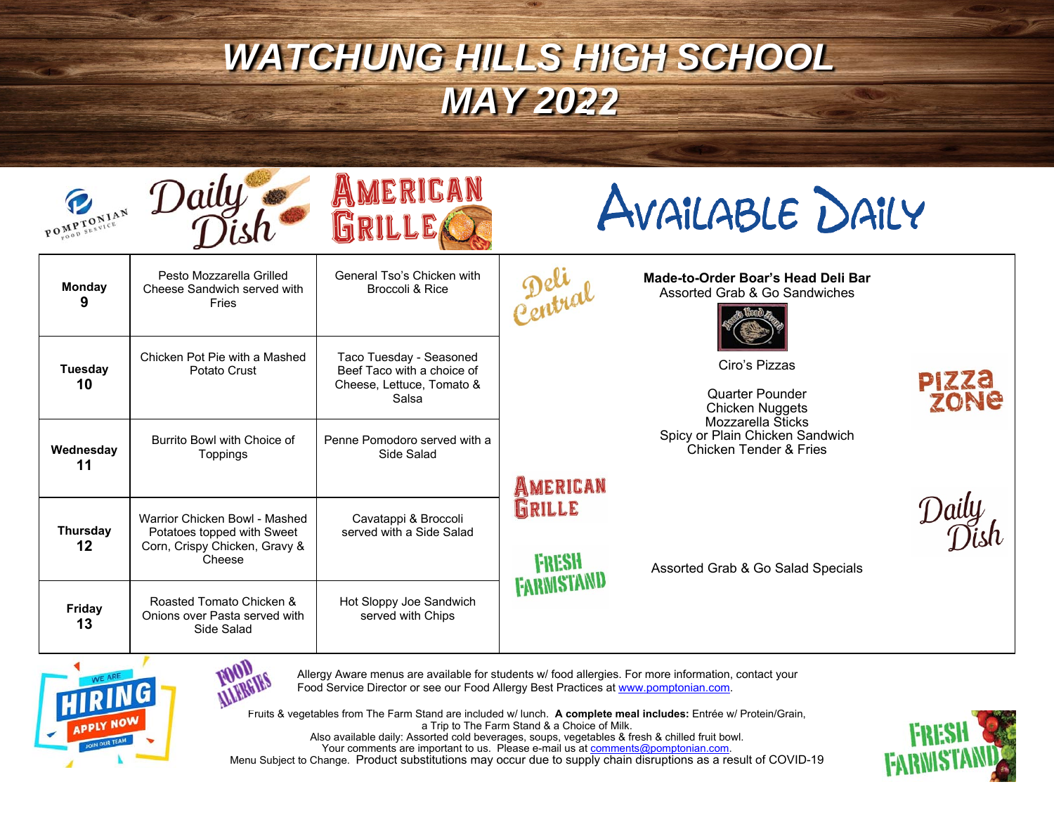# WATCHUNG HILLS HIGH SCHOOL
# MAY 2022

| | Daily Dish | American Grille |
|---|---|---|
| **Monday 9** | Pesto Mozzarella Grilled Cheese Sandwich served with Fries | General Tso's Chicken with Broccoli & Rice |
| **Tuesday 10** | Chicken Pot Pie with a Mashed Potato Crust | Taco Tuesday - Seasoned Beef Taco with a choice of Cheese, Lettuce, Tomato & Salsa |
| **Wednesday 11** | Burrito Bowl with Choice of Toppings | Penne Pomodoro served with a Side Salad |
| **Thursday 12** | Warrior Chicken Bowl - Mashed Potatoes topped with Sweet Corn, Crispy Chicken, Gravy & Cheese | Cavatappi & Broccoli served with a Side Salad |
| **Friday 13** | Roasted Tomato Chicken & Onions over Pasta served with Side Salad | Hot Sloppy Joe Sandwich served with Chips |

## Available Daily

**Deli Central**

**Made-to-Order Boar's Head Deli Bar**
Assorted Grab & Go Sandwiches

**Pizza Zone**

Ciro's Pizzas

**American Grille**

Quarter Pounder
Chicken Nuggets
Mozzarella Sticks
Spicy or Plain Chicken Sandwich
Chicken Tender & Fries

**Fresh Farmstand**

Assorted Grab & Go Salad Specials

---

WE ARE HIRING — APPLY NOW — JOIN OUR TEAM

Allergy Aware menus are available for students w/ food allergies. For more information, contact your Food Service Director or see our Food Allergy Best Practices at www.pomptonian.com.

Fruits & vegetables from The Farm Stand are included w/ lunch. **A complete meal includes:** Entrée w/ Protein/Grain, a Trip to The Farm Stand & a Choice of Milk.
Also available daily: Assorted cold beverages, soups, vegetables & fresh & chilled fruit bowl.
Your comments are important to us. Please e-mail us at comments@pomptonian.com.
Menu Subject to Change. Product substitutions may occur due to supply chain disruptions as a result of COVID-19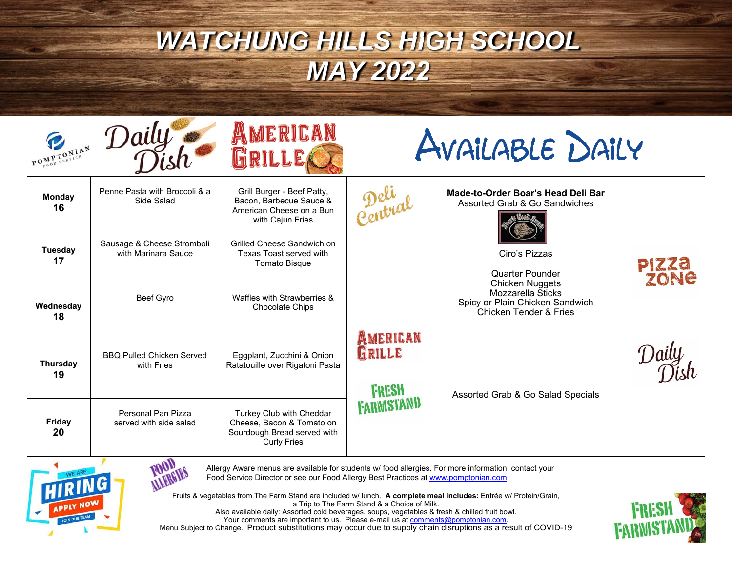# WATCHUNG HILLS HIGH SCHOOL
# MAY 2022

| | Daily Dish | American Grille |
|---|---|---|
| **Monday 16** | Penne Pasta with Broccoli & a Side Salad | Grill Burger - Beef Patty, Bacon, Barbecue Sauce & American Cheese on a Bun with Cajun Fries |
| **Tuesday 17** | Sausage & Cheese Stromboli with Marinara Sauce | Grilled Cheese Sandwich on Texas Toast served with Tomato Bisque |
| **Wednesday 18** | Beef Gyro | Waffles with Strawberries & Chocolate Chips |
| **Thursday 19** | BBQ Pulled Chicken Served with Fries | Eggplant, Zucchini & Onion Ratatouille over Rigatoni Pasta |
| **Friday 20** | Personal Pan Pizza served with side salad | Turkey Club with Cheddar Cheese, Bacon & Tomato on Sourdough Bread served with Curly Fries |

## Available Daily

**Deli Central**

**Made-to-Order Boar's Head Deli Bar**
Assorted Grab & Go Sandwiches

**Pizza Zone**

Ciro's Pizzas

**American Grille**

Quarter Pounder
Chicken Nuggets
Mozzarella Sticks
Spicy or Plain Chicken Sandwich
Chicken Tender & Fries

**Fresh Farmstand / Daily Dish**

Assorted Grab & Go Salad Specials

WE ARE HIRING — APPLY NOW — JOIN OUR TEAM

FOOD ALLERGIES

Allergy Aware menus are available for students w/ food allergies. For more information, contact your Food Service Director or see our Food Allergy Best Practices at www.pomptonian.com.

Fruits & vegetables from The Farm Stand are included w/ lunch. **A complete meal includes:** Entrée w/ Protein/Grain, a Trip to The Farm Stand & a Choice of Milk.
Also available daily: Assorted cold beverages, soups, vegetables & fresh & chilled fruit bowl.
Your comments are important to us. Please e-mail us at comments@pomptonian.com.
Menu Subject to Change. Product substitutions may occur due to supply chain disruptions as a result of COVID-19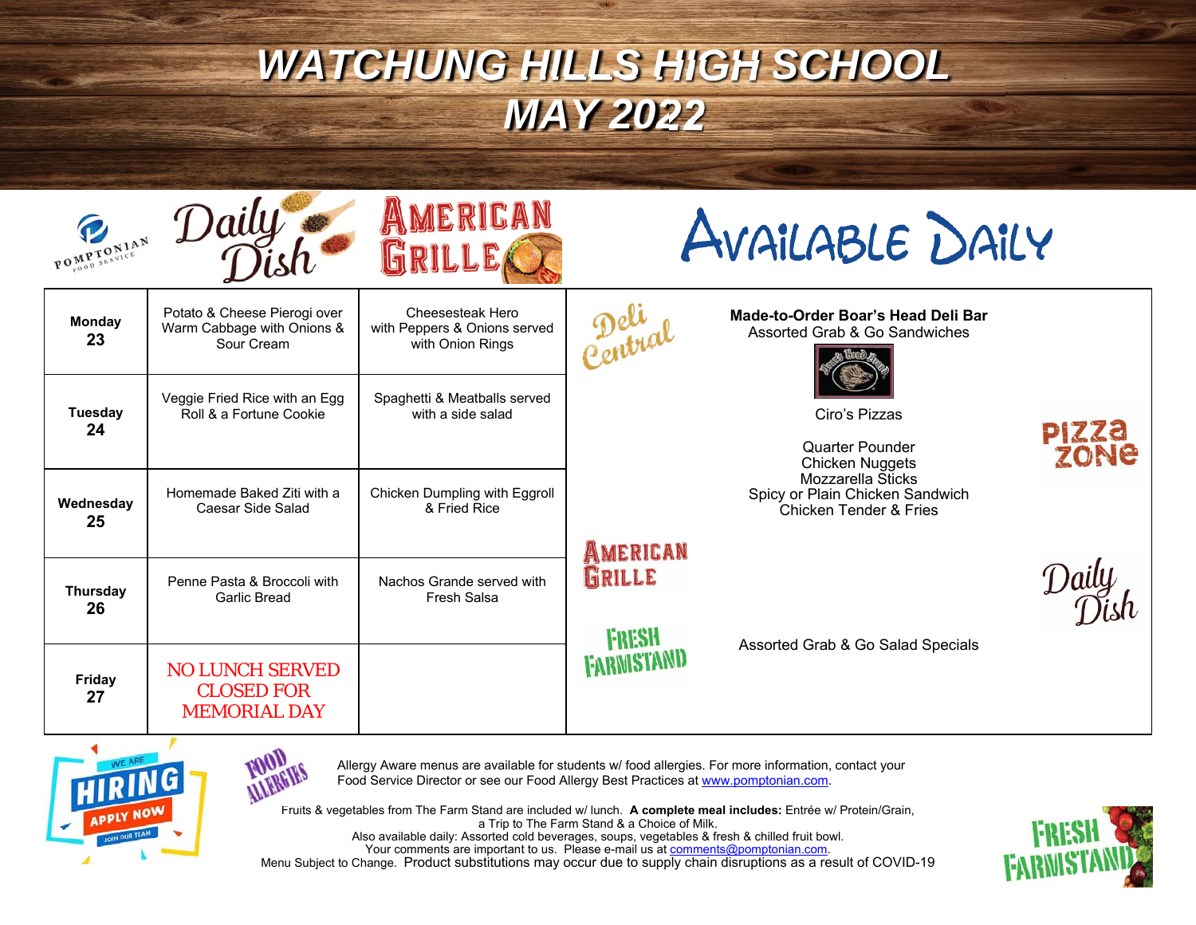# WATCHUNG HILLS HIGH SCHOOL
# MAY 2022

| | Daily Dish | American Grille | Available Daily |
|---|---|---|---|
| **Monday 23** | Potato & Cheese Pierogi over Warm Cabbage with Onions & Sour Cream | Cheesesteak Hero with Peppers & Onions served with Onion Rings | |
| **Tuesday 24** | Veggie Fried Rice with an Egg Roll & a Fortune Cookie | Spaghetti & Meatballs served with a side salad | |
| **Wednesday 25** | Homemade Baked Ziti with a Caesar Side Salad | Chicken Dumpling with Eggroll & Fried Rice | |
| **Thursday 26** | Penne Pasta & Broccoli with Garlic Bread | Nachos Grande served with Fresh Salsa | |
| **Friday 27** | NO LUNCH SERVED CLOSED FOR MEMORIAL DAY | | |

## Available Daily

**Deli Central**
**Made-to-Order Boar's Head Deli Bar**
Assorted Grab & Go Sandwiches

**Pizza Zone**
Ciro's Pizzas

**American Grille**
Quarter Pounder
Chicken Nuggets
Mozzarella Sticks
Spicy or Plain Chicken Sandwich
Chicken Tender & Fries

**Fresh Farmstand / Daily Dish**
Assorted Grab & Go Salad Specials

---

WE ARE HIRING — APPLY NOW — JOIN OUR TEAM

Allergy Aware menus are available for students w/ food allergies. For more information, contact your Food Service Director or see our Food Allergy Best Practices at www.pomptonian.com.

Fruits & vegetables from The Farm Stand are included w/ lunch. **A complete meal includes:** Entrée w/ Protein/Grain, a Trip to The Farm Stand & a Choice of Milk.
Also available daily: Assorted cold beverages, soups, vegetables & fresh & chilled fruit bowl.
Your comments are important to us. Please e-mail us at comments@pomptonian.com.
Menu Subject to Change. Product substitutions may occur due to supply chain disruptions as a result of COVID-19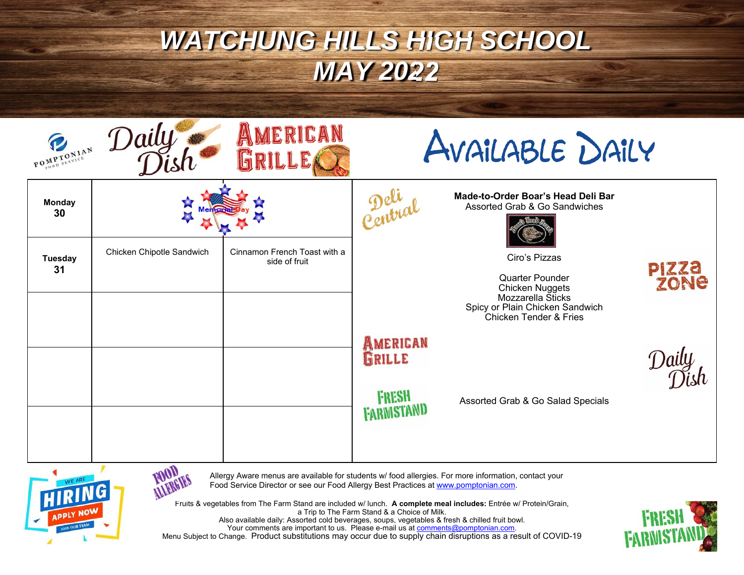# WATCHUNG HILLS HIGH SCHOOL
# MAY 2022

POMPTONIAN FOOD SERVICE

Daily Dish | American Grille

## Available Daily

| | Daily Dish | American Grille |
|---|---|---|
| **Monday 30** | Memorial Day | |
| **Tuesday 31** | Chicken Chipotle Sandwich | Cinnamon French Toast with a side of fruit |
| | | |
| | | |
| | | |

**Deli Central**

**Made-to-Order Boar's Head Deli Bar**
Assorted Grab & Go Sandwiches

**Pizza Zone**

Ciro's Pizzas

**American Grille**

Quarter Pounder
Chicken Nuggets
Mozzarella Sticks
Spicy or Plain Chicken Sandwich
Chicken Tender & Fries

**Daily Dish**

**Fresh Farmstand**

Assorted Grab & Go Salad Specials

WE ARE HIRING — APPLY NOW — JOIN OUR TEAM

FOOD ALLERGIES

Allergy Aware menus are available for students w/ food allergies. For more information, contact your Food Service Director or see our Food Allergy Best Practices at www.pomptonian.com.

Fruits & vegetables from The Farm Stand are included w/ lunch. **A complete meal includes:** Entrée w/ Protein/Grain, a Trip to The Farm Stand & a Choice of Milk.
Also available daily: Assorted cold beverages, soups, vegetables & fresh & chilled fruit bowl.
Your comments are important to us. Please e-mail us at comments@pomptonian.com.
Menu Subject to Change. Product substitutions may occur due to supply chain disruptions as a result of COVID-19

FRESH FARMSTAND